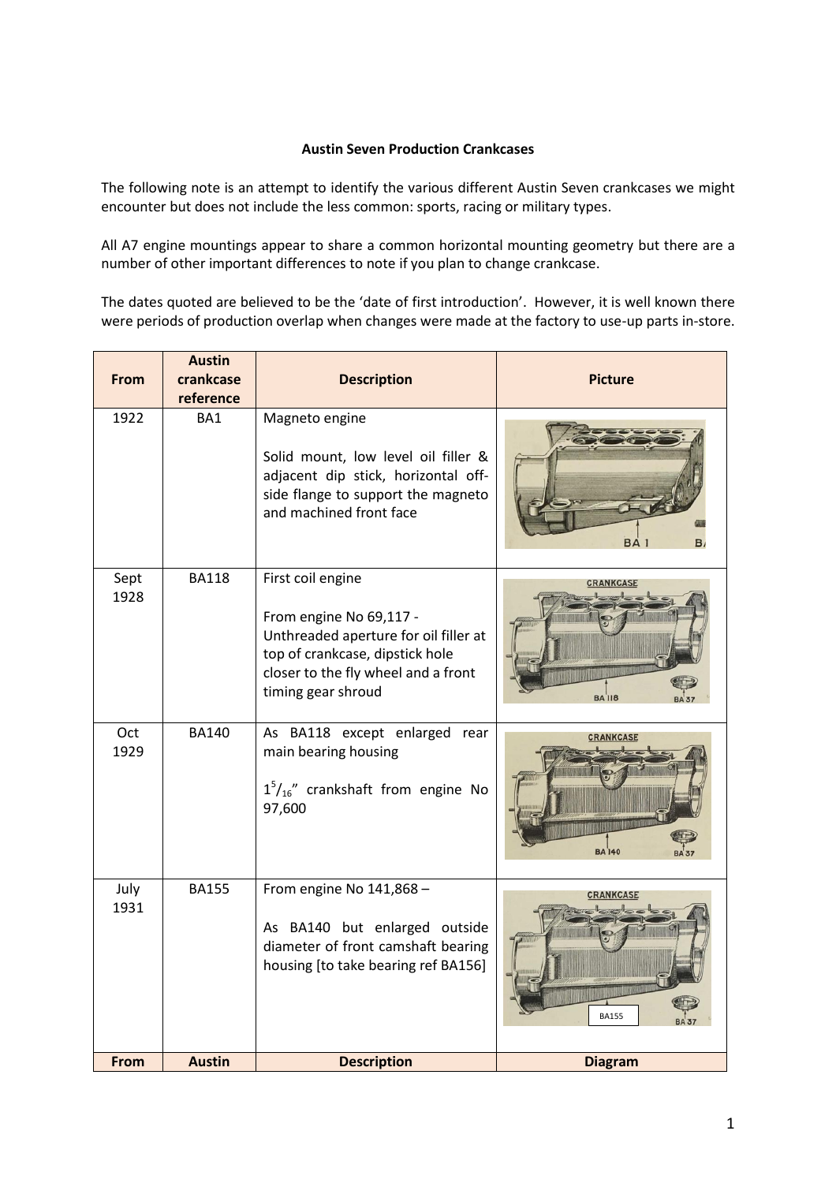**Austin Seven Production Crankcases**

The following note is an attempt to identify the various different Austin Seven crankcases we might encounter but does not include the less common: sports, racing or military types.

All A7 engine mountings appear to share a common horizontal mounting geometry but there are a number of other important differences to note if you plan to change crankcase.

The dates quoted are believed to be the 'date of first introduction'. However, it is well known there were periods of production overlap when changes were made at the factory to use-up parts in-store.

| From | Austin crankcase reference | Description | Picture |
|---|---|---|---|
| 1922 | BA1 | Magneto engine<br><br>Solid mount, low level oil filler & adjacent dip stick, horizontal off-side flange to support the magneto and machined front face | |
| Sept 1928 | BA118 | First coil engine<br><br>From engine No 69,117 - Unthreaded aperture for oil filler at top of crankcase, dipstick hole closer to the fly wheel and a front timing gear shroud | |
| Oct 1929 | BA140 | As BA118 except enlarged rear main bearing housing<br><br>$1^5/_{16}$" crankshaft from engine No 97,600 | |
| July 1931 | BA155 | From engine No 141,868 –<br><br>As BA140 but enlarged outside diameter of front camshaft bearing housing [to take bearing ref BA156] | |
| **From** | **Austin** | **Description** | **Diagram** |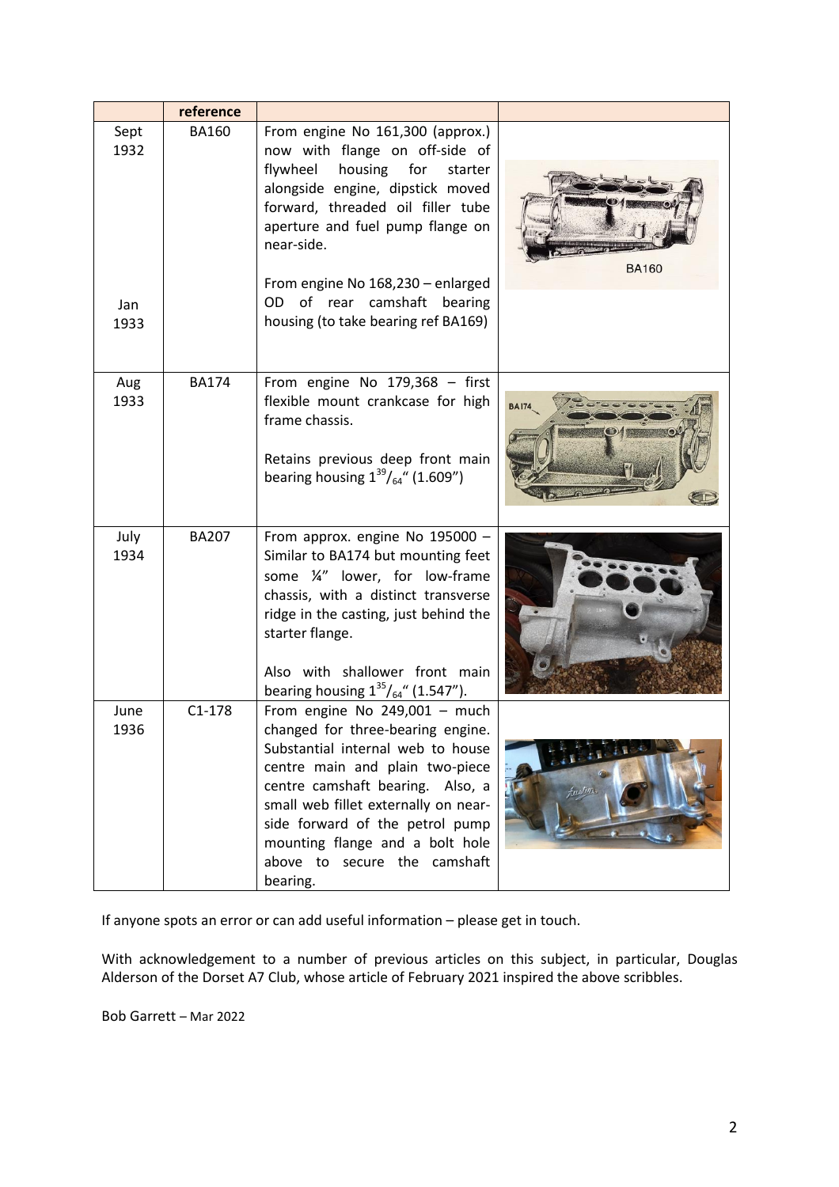| | reference | | |
|---|---|---|---|
| Sept 1932<br><br>Jan 1933 | BA160 | From engine No 161,300 (approx.) now with flange on off-side of flywheel housing for starter alongside engine, dipstick moved forward, threaded oil filler tube aperture and fuel pump flange on near-side.<br><br>From engine No 168,230 – enlarged OD of rear camshaft bearing housing (to take bearing ref BA169) | BA160 |
| Aug 1933 | BA174 | From engine No 179,368 – first flexible mount crankcase for high frame chassis.<br><br>Retains previous deep front main bearing housing $1^{39}/_{64}$" (1.609") | BA174 |
| July 1934 | BA207 | From approx. engine No 195000 – Similar to BA174 but mounting feet some ¼" lower, for low-frame chassis, with a distinct transverse ridge in the casting, just behind the starter flange.<br><br>Also with shallower front main bearing housing $1^{35}/_{64}$" (1.547"). | |
| June 1936 | C1-178 | From engine No 249,001 – much changed for three-bearing engine. Substantial internal web to house centre main and plain two-piece centre camshaft bearing. Also, a small web fillet externally on near-side forward of the petrol pump mounting flange and a bolt hole above to secure the camshaft bearing. | |

If anyone spots an error or can add useful information – please get in touch.

With acknowledgement to a number of previous articles on this subject, in particular, Douglas Alderson of the Dorset A7 Club, whose article of February 2021 inspired the above scribbles.

Bob Garrett – Mar 2022